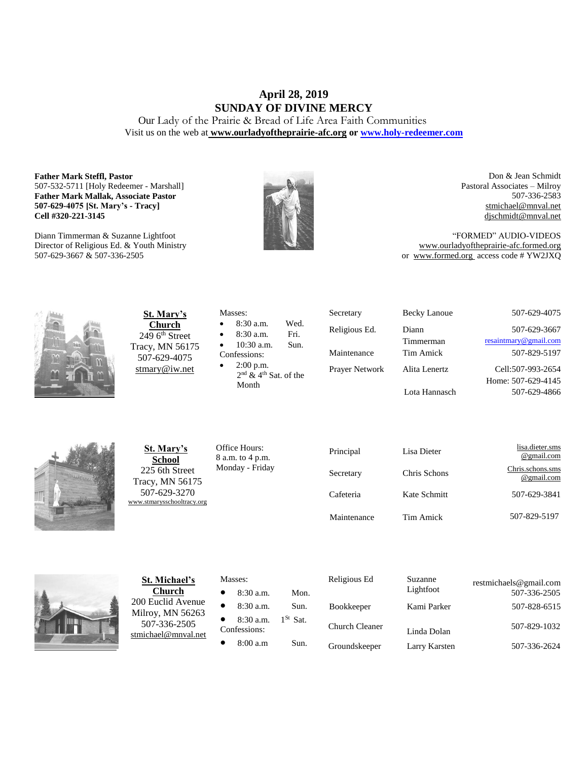# April 28, 2019
# SUNDAY OF DIVINE MERCY

Our Lady of the Prairie & Bread of Life Area Faith Communities

Visit us on the web at **www.ourladyoftheprairie-afc.org** or **www.holy-redeemer.com**

**Father Mark Steffl, Pastor**
507-532-5711 [Holy Redeemer - Marshall]
**Father Mark Mallak, Associate Pastor**
**507-629-4075 [St. Mary's - Tracy]**
**Cell #320-221-3145**

Diann Timmerman & Suzanne Lightfoot
Director of Religious Ed. & Youth Ministry
507-629-3667 & 507-336-2505

Don & Jean Schmidt
Pastoral Associates – Milroy
507-336-2583
stmichael@mnval.net
djschmidt@mnval.net

"FORMED" AUDIO-VIDEOS
www.ourladyoftheprairie-afc.formed.org
or www.formed.org access code # YW2JXQ

**St. Mary's Church**
249 6th Street
Tracy, MN 56175
507-629-4075
stmary@iw.net

Masses:
- 8:30 a.m. Wed.
- 8:30 a.m. Fri.
- 10:30 a.m. Sun.

Confessions:
- 2:00 p.m. 2nd & 4th Sat. of the Month

| | | |
|---|---|---|
| Secretary | Becky Lanoue | 507-629-4075 |
| Religious Ed. | Diann Timmerman | 507-629-3667 resaintmary@gmail.com |
| Maintenance | Tim Amick | 507-829-5197 |
| Prayer Network | Alita Lenertz | Cell:507-993-2654 Home: 507-629-4145 |
| | Lota Hannasch | 507-629-4866 |

**St. Mary's School**
225 6th Street
Tracy, MN 56175
507-629-3270
www.stmarysschooltracy.org

Office Hours:
8 a.m. to 4 p.m.
Monday - Friday

| | | |
|---|---|---|
| Principal | Lisa Dieter | lisa.dieter.sms@gmail.com |
| Secretary | Chris Schons | Chris.schons.sms@gmail.com |
| Cafeteria | Kate Schmitt | 507-629-3841 |
| Maintenance | Tim Amick | 507-829-5197 |

**St. Michael's Church**
200 Euclid Avenue
Milroy, MN 56263
507-336-2505
stmichael@mnval.net

Masses:
- 8:30 a.m. Mon.
- 8:30 a.m. Sun.
- 8:30 a.m. 1St Sat.

Confessions:
- 8:00 a.m Sun.

| | | |
|---|---|---|
| Religious Ed | Suzanne Lightfoot | restmichaels@gmail.com 507-336-2505 |
| Bookkeeper | Kami Parker | 507-828-6515 |
| Church Cleaner | Linda Dolan | 507-829-1032 |
| Groundskeeper | Larry Karsten | 507-336-2624 |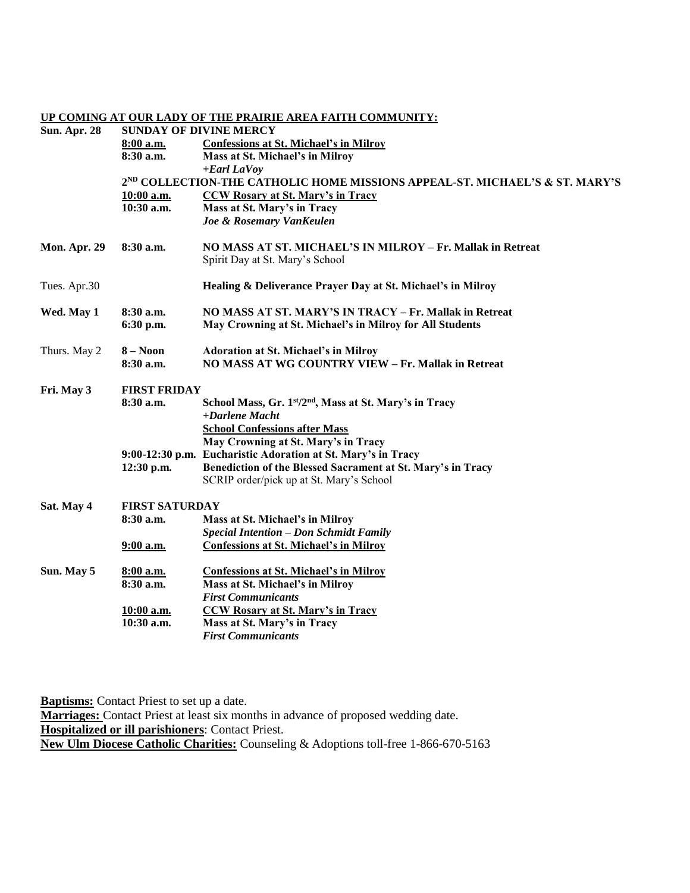**UP COMING AT OUR LADY OF THE PRAIRIE AREA FAITH COMMUNITY:**

| | | |
|---|---|---|
| **Sun. Apr. 28** | **SUNDAY OF DIVINE MERCY** | |
| | **8:00 a.m.** | **Confessions at St. Michael's in Milroy** |
| | **8:30 a.m.** | **Mass at St. Michael's in Milroy** |
| | | ***+Earl LaVoy*** |
| | **2ND COLLECTION-THE CATHOLIC HOME MISSIONS APPEAL-ST. MICHAEL'S & ST. MARY'S** | |
| | **10:00 a.m.** | **CCW Rosary at St. Mary's in Tracy** |
| | **10:30 a.m.** | **Mass at St. Mary's in Tracy** |
| | | ***Joe & Rosemary VanKeulen*** |
| **Mon. Apr. 29** | **8:30 a.m.** | **NO MASS AT ST. MICHAEL'S IN MILROY – Fr. Mallak in Retreat** |
| | | Spirit Day at St. Mary's School |
| Tues. Apr.30 | | **Healing & Deliverance Prayer Day at St. Michael's in Milroy** |
| **Wed. May 1** | **8:30 a.m.** | **NO MASS AT ST. MARY'S IN TRACY – Fr. Mallak in Retreat** |
| | **6:30 p.m.** | **May Crowning at St. Michael's in Milroy for All Students** |
| Thurs. May 2 | **8 – Noon** | **Adoration at St. Michael's in Milroy** |
| | **8:30 a.m.** | **NO MASS AT WG COUNTRY VIEW – Fr. Mallak in Retreat** |
| **Fri. May 3** | **FIRST FRIDAY** | |
| | **8:30 a.m.** | **School Mass, Gr. 1st/2nd, Mass at St. Mary's in Tracy** |
| | | ***+Darlene Macht*** |
| | | **School Confessions after Mass** |
| | | **May Crowning at St. Mary's in Tracy** |
| | **9:00-12:30 p.m.** | **Eucharistic Adoration at St. Mary's in Tracy** |
| | **12:30 p.m.** | **Benediction of the Blessed Sacrament at St. Mary's in Tracy** |
| | | SCRIP order/pick up at St. Mary's School |
| **Sat. May 4** | **FIRST SATURDAY** | |
| | **8:30 a.m.** | **Mass at St. Michael's in Milroy** |
| | | ***Special Intention – Don Schmidt Family*** |
| | **9:00 a.m.** | **Confessions at St. Michael's in Milroy** |
| **Sun. May 5** | **8:00 a.m.** | **Confessions at St. Michael's in Milroy** |
| | **8:30 a.m.** | **Mass at St. Michael's in Milroy** |
| | | ***First Communicants*** |
| | **10:00 a.m.** | **CCW Rosary at St. Mary's in Tracy** |
| | **10:30 a.m.** | **Mass at St. Mary's in Tracy** |
| | | ***First Communicants*** |

**Baptisms:** Contact Priest to set up a date.
**Marriages:** Contact Priest at least six months in advance of proposed wedding date.
**Hospitalized or ill parishioners**: Contact Priest.
**New Ulm Diocese Catholic Charities:** Counseling & Adoptions toll-free 1-866-670-5163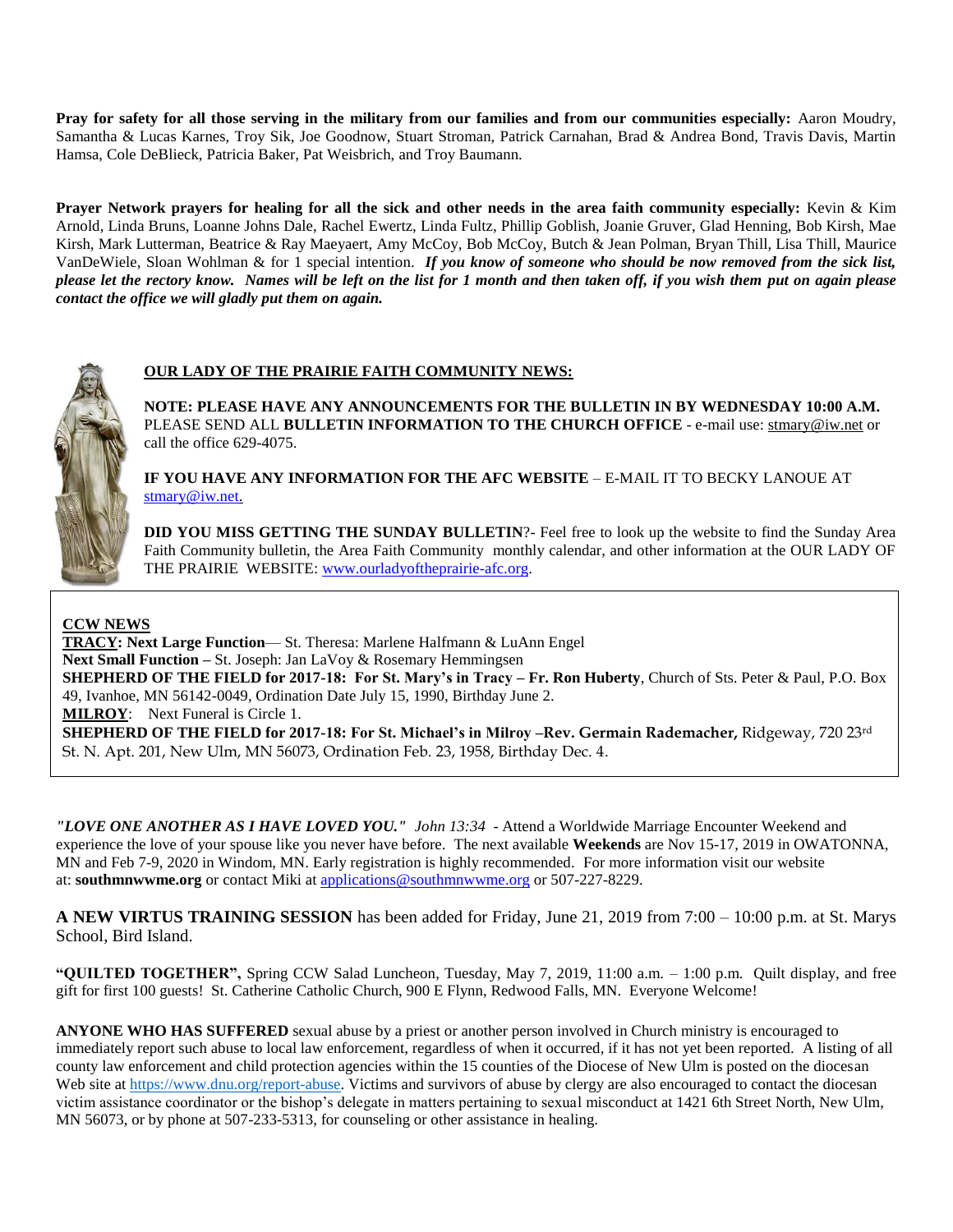**Pray for safety for all those serving in the military from our families and from our communities especially:** Aaron Moudry, Samantha & Lucas Karnes, Troy Sik, Joe Goodnow, Stuart Stroman, Patrick Carnahan, Brad & Andrea Bond, Travis Davis, Martin Hamsa, Cole DeBlieck, Patricia Baker, Pat Weisbrich, and Troy Baumann.

**Prayer Network prayers for healing for all the sick and other needs in the area faith community especially:** Kevin & Kim Arnold, Linda Bruns, Loanne Johns Dale, Rachel Ewertz, Linda Fultz, Phillip Goblish, Joanie Gruver, Glad Henning, Bob Kirsh, Mae Kirsh, Mark Lutterman, Beatrice & Ray Maeyaert, Amy McCoy, Bob McCoy, Butch & Jean Polman, Bryan Thill, Lisa Thill, Maurice VanDeWiele, Sloan Wohlman & for 1 special intention. ***If you know of someone who should be now removed from the sick list, please let the rectory know. Names will be left on the list for 1 month and then taken off, if you wish them put on again please contact the office we will gladly put them on again.***

**OUR LADY OF THE PRAIRIE FAITH COMMUNITY NEWS:**

**NOTE: PLEASE HAVE ANY ANNOUNCEMENTS FOR THE BULLETIN IN BY WEDNESDAY 10:00 A.M.** PLEASE SEND ALL **BULLETIN INFORMATION TO THE CHURCH OFFICE** - e-mail use: stmary@iw.net or call the office 629-4075.

**IF YOU HAVE ANY INFORMATION FOR THE AFC WEBSITE** – E-MAIL IT TO BECKY LANOUE AT stmary@iw.net.

**DID YOU MISS GETTING THE SUNDAY BULLETIN**?- Feel free to look up the website to find the Sunday Area Faith Community bulletin, the Area Faith Community monthly calendar, and other information at the OUR LADY OF THE PRAIRIE WEBSITE: www.ourladyoftheprairie-afc.org.

**CCW NEWS**

**TRACY: Next Large Function**— St. Theresa: Marlene Halfmann & LuAnn Engel
**Next Small Function –** St. Joseph: Jan LaVoy & Rosemary Hemmingsen
**SHEPHERD OF THE FIELD for 2017-18: For St. Mary's in Tracy – Fr. Ron Huberty**, Church of Sts. Peter & Paul, P.O. Box 49, Ivanhoe, MN 56142-0049, Ordination Date July 15, 1990, Birthday June 2.
**MILROY**: Next Funeral is Circle 1.
**SHEPHERD OF THE FIELD for 2017-18: For St. Michael's in Milroy –Rev. Germain Rademacher,** Ridgeway, 720 23rd St. N. Apt. 201, New Ulm, MN 56073, Ordination Feb. 23, 1958, Birthday Dec. 4.

***"LOVE ONE ANOTHER AS I HAVE LOVED YOU."*** *John 13:34* - Attend a Worldwide Marriage Encounter Weekend and experience the love of your spouse like you never have before. The next available **Weekends** are Nov 15-17, 2019 in OWATONNA, MN and Feb 7-9, 2020 in Windom, MN. Early registration is highly recommended. For more information visit our website at: **southmnwwme.org** or contact Miki at applications@southmnwwme.org or 507-227-8229.

**A NEW VIRTUS TRAINING SESSION** has been added for Friday, June 21, 2019 from 7:00 – 10:00 p.m. at St. Marys School, Bird Island.

**"QUILTED TOGETHER",** Spring CCW Salad Luncheon, Tuesday, May 7, 2019, 11:00 a.m. – 1:00 p.m. Quilt display, and free gift for first 100 guests! St. Catherine Catholic Church, 900 E Flynn, Redwood Falls, MN. Everyone Welcome!

**ANYONE WHO HAS SUFFERED** sexual abuse by a priest or another person involved in Church ministry is encouraged to immediately report such abuse to local law enforcement, regardless of when it occurred, if it has not yet been reported. A listing of all county law enforcement and child protection agencies within the 15 counties of the Diocese of New Ulm is posted on the diocesan Web site at https://www.dnu.org/report-abuse. Victims and survivors of abuse by clergy are also encouraged to contact the diocesan victim assistance coordinator or the bishop's delegate in matters pertaining to sexual misconduct at 1421 6th Street North, New Ulm, MN 56073, or by phone at 507-233-5313, for counseling or other assistance in healing.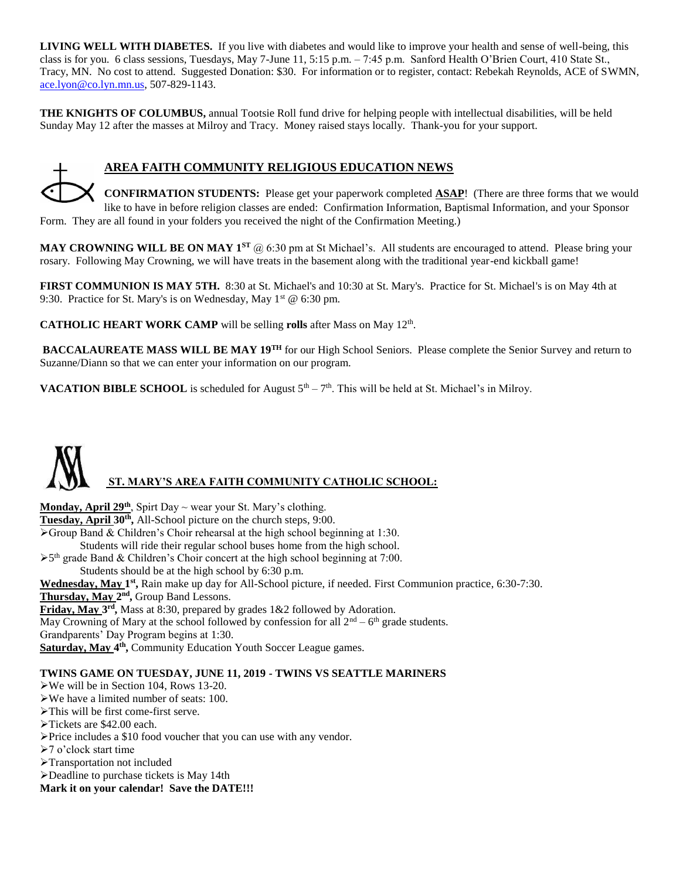**LIVING WELL WITH DIABETES.** If you live with diabetes and would like to improve your health and sense of well-being, this class is for you. 6 class sessions, Tuesdays, May 7-June 11, 5:15 p.m. – 7:45 p.m. Sanford Health O'Brien Court, 410 State St., Tracy, MN. No cost to attend. Suggested Donation: $30. For information or to register, contact: Rebekah Reynolds, ACE of SWMN, ace.lyon@co.lyn.mn.us, 507-829-1143.

**THE KNIGHTS OF COLUMBUS,** annual Tootsie Roll fund drive for helping people with intellectual disabilities, will be held Sunday May 12 after the masses at Milroy and Tracy. Money raised stays locally. Thank-you for your support.

## AREA FAITH COMMUNITY RELIGIOUS EDUCATION NEWS

**CONFIRMATION STUDENTS:** Please get your paperwork completed **ASAP**! (There are three forms that we would like to have in before religion classes are ended: Confirmation Information, Baptismal Information, and your Sponsor Form. They are all found in your folders you received the night of the Confirmation Meeting.)

**MAY CROWNING WILL BE ON MAY 1ST** @ 6:30 pm at St Michael's. All students are encouraged to attend. Please bring your rosary. Following May Crowning, we will have treats in the basement along with the traditional year-end kickball game!

**FIRST COMMUNION IS MAY 5TH.** 8:30 at St. Michael's and 10:30 at St. Mary's. Practice for St. Michael's is on May 4th at 9:30. Practice for St. Mary's is on Wednesday, May 1st @ 6:30 pm.

**CATHOLIC HEART WORK CAMP** will be selling **rolls** after Mass on May 12th.

**BACCALAUREATE MASS WILL BE MAY 19TH** for our High School Seniors. Please complete the Senior Survey and return to Suzanne/Diann so that we can enter your information on our program.

**VACATION BIBLE SCHOOL** is scheduled for August 5th – 7th. This will be held at St. Michael's in Milroy.

## ST. MARY'S AREA FAITH COMMUNITY CATHOLIC SCHOOL:

**Monday, April 29th**, Spirt Day ~ wear your St. Mary's clothing.

**Tuesday, April 30th,** All-School picture on the church steps, 9:00.

- Group Band & Children's Choir rehearsal at the high school beginning at 1:30.
  Students will ride their regular school buses home from the high school.
- 5th grade Band & Children's Choir concert at the high school beginning at 7:00.
  Students should be at the high school by 6:30 p.m.

**Wednesday, May 1st,** Rain make up day for All-School picture, if needed. First Communion practice, 6:30-7:30.

**Thursday, May 2nd,** Group Band Lessons.

**Friday, May 3rd,** Mass at 8:30, prepared by grades 1&2 followed by Adoration.
May Crowning of Mary at the school followed by confession for all 2nd – 6th grade students.
Grandparents' Day Program begins at 1:30.

**Saturday, May 4th,** Community Education Youth Soccer League games.

**TWINS GAME ON TUESDAY, JUNE 11, 2019 - TWINS VS SEATTLE MARINERS**

- We will be in Section 104, Rows 13-20.
- We have a limited number of seats: 100.
- This will be first come-first serve.
- Tickets are $42.00 each.
- Price includes a $10 food voucher that you can use with any vendor.
- 7 o'clock start time
- Transportation not included
- Deadline to purchase tickets is May 14th

**Mark it on your calendar! Save the DATE!!!**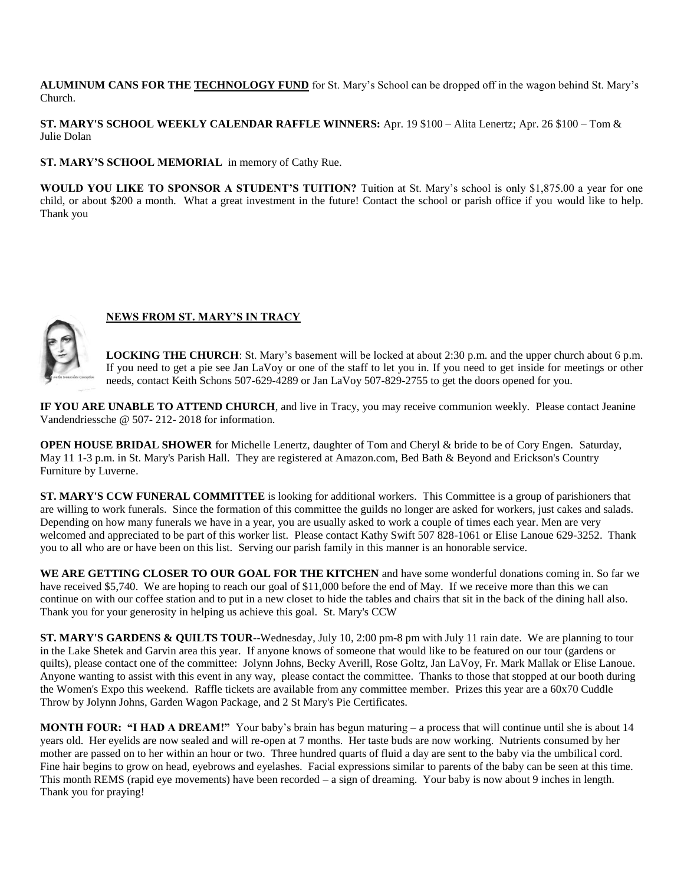**ALUMINUM CANS FOR THE TECHNOLOGY FUND** for St. Mary's School can be dropped off in the wagon behind St. Mary's Church.

**ST. MARY'S SCHOOL WEEKLY CALENDAR RAFFLE WINNERS:** Apr. 19 $100 – Alita Lenertz; Apr. 26 $100 – Tom & Julie Dolan

**ST. MARY'S SCHOOL MEMORIAL** in memory of Cathy Rue.

**WOULD YOU LIKE TO SPONSOR A STUDENT'S TUITION?** Tuition at St. Mary's school is only $1,875.00 a year for one child, or about $200 a month. What a great investment in the future! Contact the school or parish office if you would like to help. Thank you

## NEWS FROM ST. MARY'S IN TRACY

**LOCKING THE CHURCH**: St. Mary's basement will be locked at about 2:30 p.m. and the upper church about 6 p.m. If you need to get a pie see Jan LaVoy or one of the staff to let you in. If you need to get inside for meetings or other needs, contact Keith Schons 507-629-4289 or Jan LaVoy 507-829-2755 to get the doors opened for you.

**IF YOU ARE UNABLE TO ATTEND CHURCH**, and live in Tracy, you may receive communion weekly. Please contact Jeanine Vandendriessche @ 507- 212- 2018 for information.

**OPEN HOUSE BRIDAL SHOWER** for Michelle Lenertz, daughter of Tom and Cheryl & bride to be of Cory Engen. Saturday, May 11 1-3 p.m. in St. Mary's Parish Hall. They are registered at Amazon.com, Bed Bath & Beyond and Erickson's Country Furniture by Luverne.

**ST. MARY'S CCW FUNERAL COMMITTEE** is looking for additional workers. This Committee is a group of parishioners that are willing to work funerals. Since the formation of this committee the guilds no longer are asked for workers, just cakes and salads. Depending on how many funerals we have in a year, you are usually asked to work a couple of times each year. Men are very welcomed and appreciated to be part of this worker list. Please contact Kathy Swift 507 828-1061 or Elise Lanoue 629-3252. Thank you to all who are or have been on this list. Serving our parish family in this manner is an honorable service.

**WE ARE GETTING CLOSER TO OUR GOAL FOR THE KITCHEN** and have some wonderful donations coming in. So far we have received $5,740. We are hoping to reach our goal of $11,000 before the end of May. If we receive more than this we can continue on with our coffee station and to put in a new closet to hide the tables and chairs that sit in the back of the dining hall also. Thank you for your generosity in helping us achieve this goal. St. Mary's CCW

**ST. MARY'S GARDENS & QUILTS TOUR**--Wednesday, July 10, 2:00 pm-8 pm with July 11 rain date. We are planning to tour in the Lake Shetek and Garvin area this year. If anyone knows of someone that would like to be featured on our tour (gardens or quilts), please contact one of the committee: Jolynn Johns, Becky Averill, Rose Goltz, Jan LaVoy, Fr. Mark Mallak or Elise Lanoue. Anyone wanting to assist with this event in any way, please contact the committee. Thanks to those that stopped at our booth during the Women's Expo this weekend. Raffle tickets are available from any committee member. Prizes this year are a 60x70 Cuddle Throw by Jolynn Johns, Garden Wagon Package, and 2 St Mary's Pie Certificates.

**MONTH FOUR: "I HAD A DREAM!"** Your baby's brain has begun maturing – a process that will continue until she is about 14 years old. Her eyelids are now sealed and will re-open at 7 months. Her taste buds are now working. Nutrients consumed by her mother are passed on to her within an hour or two. Three hundred quarts of fluid a day are sent to the baby via the umbilical cord. Fine hair begins to grow on head, eyebrows and eyelashes. Facial expressions similar to parents of the baby can be seen at this time. This month REMS (rapid eye movements) have been recorded – a sign of dreaming. Your baby is now about 9 inches in length. Thank you for praying!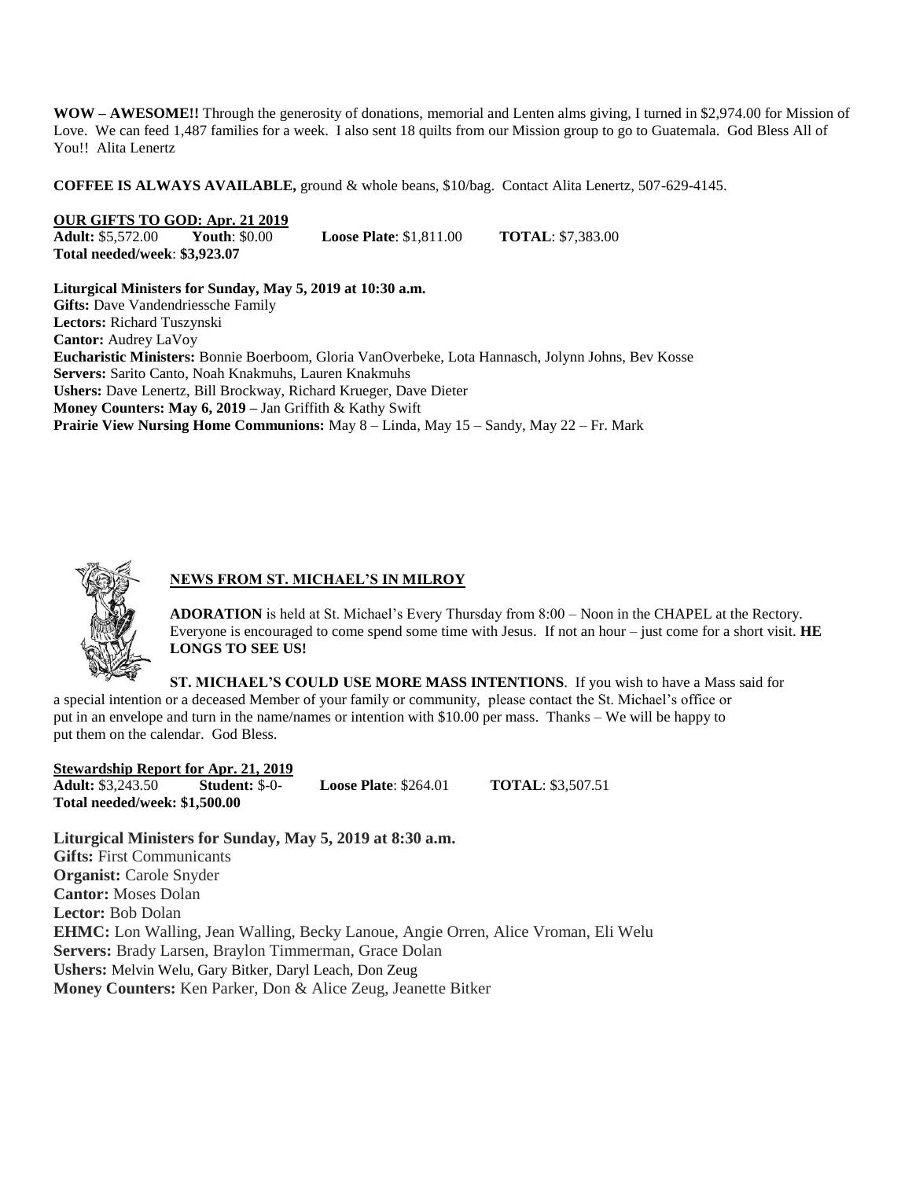**WOW – AWESOME!!** Through the generosity of donations, memorial and Lenten alms giving, I turned in $2,974.00 for Mission of Love. We can feed 1,487 families for a week. I also sent 18 quilts from our Mission group to go to Guatemala. God Bless All of You!! Alita Lenertz

**COFFEE IS ALWAYS AVAILABLE,** ground & whole beans, $10/bag. Contact Alita Lenertz, 507-629-4145.

**OUR GIFTS TO GOD: Apr. 21 2019**

**Adult:** $5,572.00 **Youth**: $0.00 **Loose Plate**: $1,811.00 **TOTAL**: $7,383.00

**Total needed/week**: **$3,923.07**

**Liturgical Ministers for Sunday, May 5, 2019 at 10:30 a.m.**

**Gifts:** Dave Vandendriessche Family

**Lectors:** Richard Tuszynski

**Cantor:** Audrey LaVoy

**Eucharistic Ministers:** Bonnie Boerboom, Gloria VanOverbeke, Lota Hannasch, Jolynn Johns, Bev Kosse

**Servers:** Sarito Canto, Noah Knakmuhs, Lauren Knakmuhs

**Ushers:** Dave Lenertz, Bill Brockway, Richard Krueger, Dave Dieter

**Money Counters: May 6, 2019 –** Jan Griffith & Kathy Swift

**Prairie View Nursing Home Communions:** May 8 – Linda, May 15 – Sandy, May 22 – Fr. Mark

## NEWS FROM ST. MICHAEL'S IN MILROY

**ADORATION** is held at St. Michael's Every Thursday from 8:00 – Noon in the CHAPEL at the Rectory. Everyone is encouraged to come spend some time with Jesus. If not an hour – just come for a short visit. **HE LONGS TO SEE US!**

**ST. MICHAEL'S COULD USE MORE MASS INTENTIONS**. If you wish to have a Mass said for a special intention or a deceased Member of your family or community, please contact the St. Michael's office or put in an envelope and turn in the name/names or intention with $10.00 per mass. Thanks – We will be happy to put them on the calendar. God Bless.

**Stewardship Report for Apr. 21, 2019**

**Adult:** $3,243.50 **Student:** $-0- **Loose Plate**: $264.01 **TOTAL**: $3,507.51

**Total needed/week: $1,500.00**

**Liturgical Ministers for Sunday, May 5, 2019 at 8:30 a.m.**

**Gifts:** First Communicants

**Organist:** Carole Snyder

**Cantor:** Moses Dolan

**Lector:** Bob Dolan

**EHMC:** Lon Walling, Jean Walling, Becky Lanoue, Angie Orren, Alice Vroman, Eli Welu

**Servers:** Brady Larsen, Braylon Timmerman, Grace Dolan

**Ushers:** Melvin Welu, Gary Bitker, Daryl Leach, Don Zeug

**Money Counters:** Ken Parker, Don & Alice Zeug, Jeanette Bitker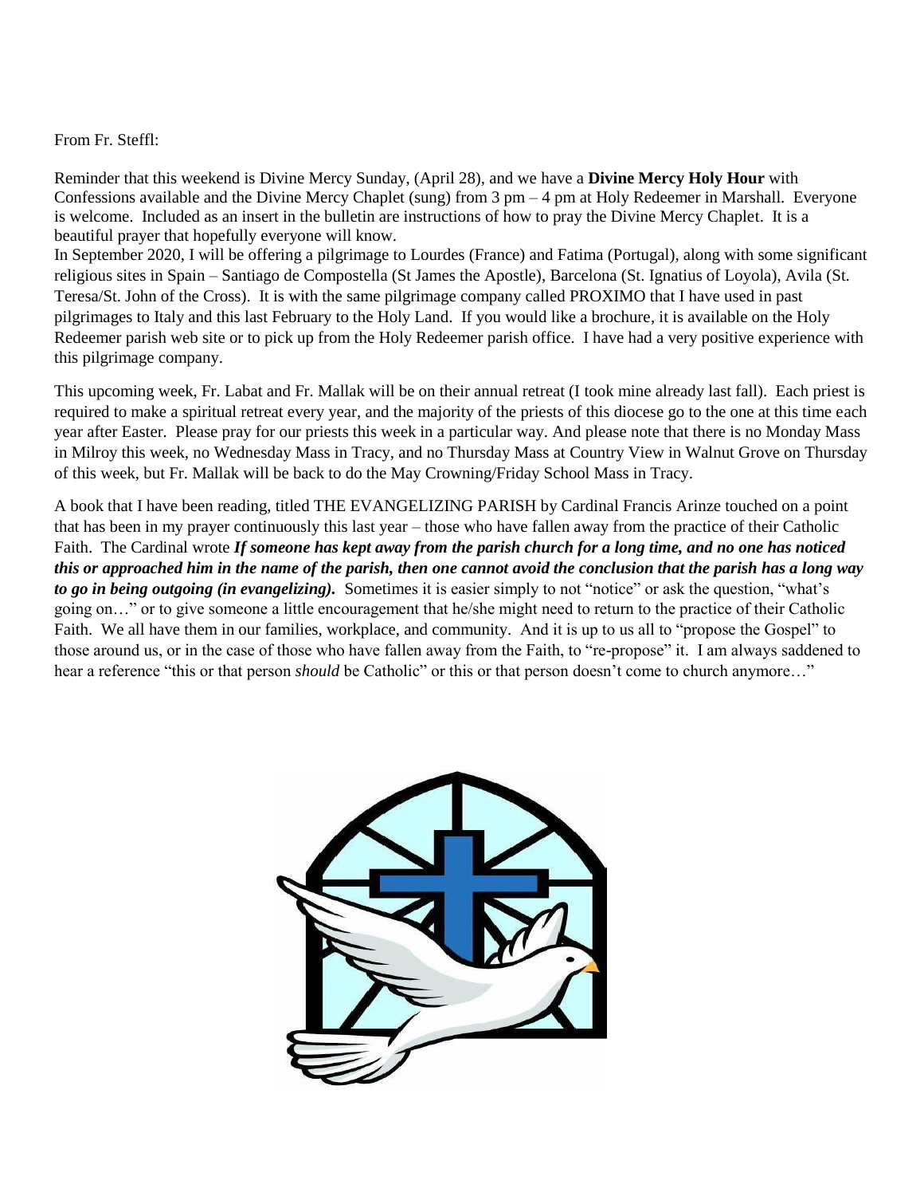From Fr. Steffl:

Reminder that this weekend is Divine Mercy Sunday, (April 28), and we have a **Divine Mercy Holy Hour** with Confessions available and the Divine Mercy Chaplet (sung) from 3 pm – 4 pm at Holy Redeemer in Marshall. Everyone is welcome. Included as an insert in the bulletin are instructions of how to pray the Divine Mercy Chaplet. It is a beautiful prayer that hopefully everyone will know.

In September 2020, I will be offering a pilgrimage to Lourdes (France) and Fatima (Portugal), along with some significant religious sites in Spain – Santiago de Compostella (St James the Apostle), Barcelona (St. Ignatius of Loyola), Avila (St. Teresa/St. John of the Cross). It is with the same pilgrimage company called PROXIMO that I have used in past pilgrimages to Italy and this last February to the Holy Land. If you would like a brochure, it is available on the Holy Redeemer parish web site or to pick up from the Holy Redeemer parish office. I have had a very positive experience with this pilgrimage company.

This upcoming week, Fr. Labat and Fr. Mallak will be on their annual retreat (I took mine already last fall). Each priest is required to make a spiritual retreat every year, and the majority of the priests of this diocese go to the one at this time each year after Easter. Please pray for our priests this week in a particular way. And please note that there is no Monday Mass in Milroy this week, no Wednesday Mass in Tracy, and no Thursday Mass at Country View in Walnut Grove on Thursday of this week, but Fr. Mallak will be back to do the May Crowning/Friday School Mass in Tracy.

A book that I have been reading, titled THE EVANGELIZING PARISH by Cardinal Francis Arinze touched on a point that has been in my prayer continuously this last year – those who have fallen away from the practice of their Catholic Faith. The Cardinal wrote ***If someone has kept away from the parish church for a long time, and no one has noticed this or approached him in the name of the parish, then one cannot avoid the conclusion that the parish has a long way to go in being outgoing (in evangelizing).*** Sometimes it is easier simply to not "notice" or ask the question, "what's going on…" or to give someone a little encouragement that he/she might need to return to the practice of their Catholic Faith. We all have them in our families, workplace, and community. And it is up to us all to "propose the Gospel" to those around us, or in the case of those who have fallen away from the Faith, to "re-propose" it. I am always saddened to hear a reference "this or that person *should* be Catholic" or this or that person doesn't come to church anymore…"